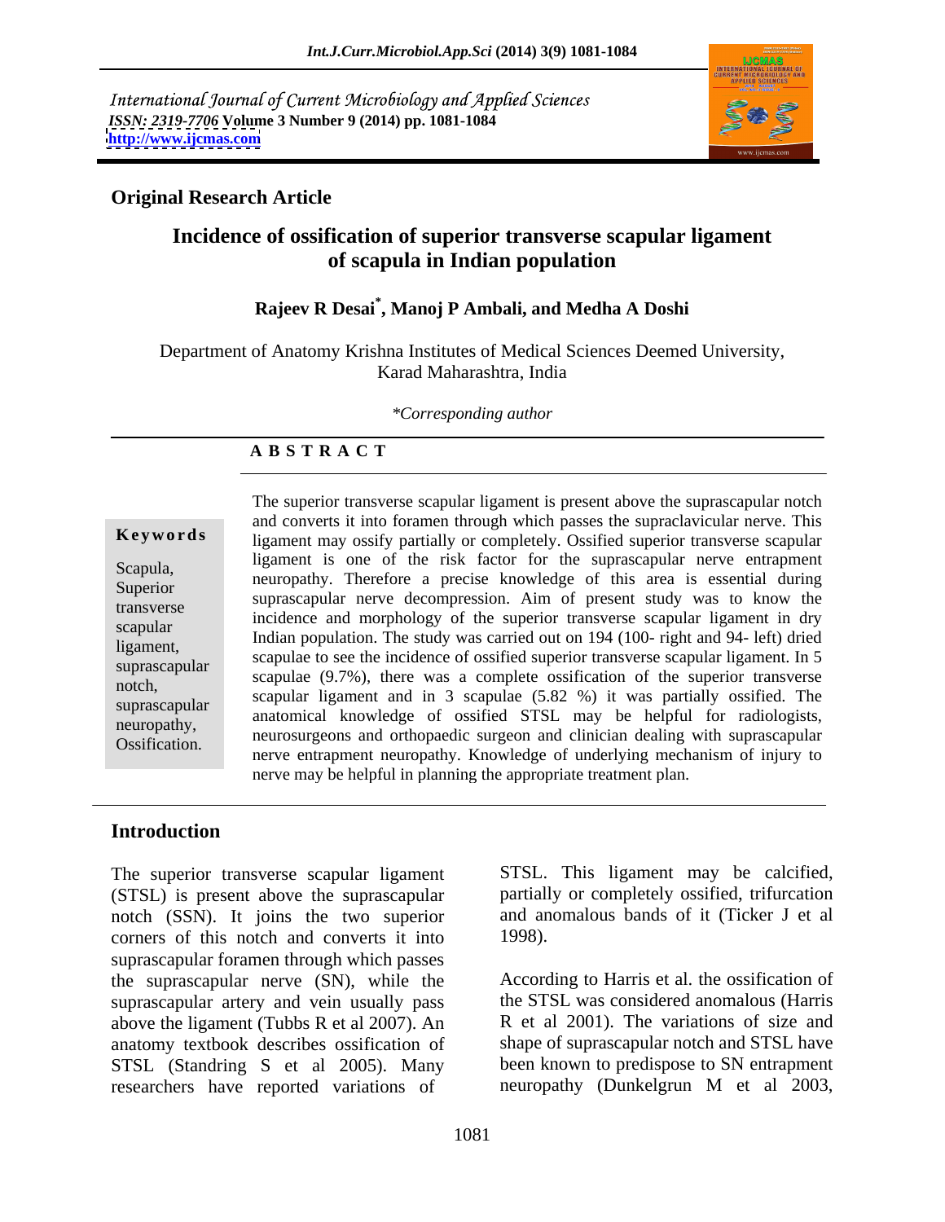International Journal of Current Microbiology and Applied Sciences
*ISSN: 2319-7706* **Volume 3 Number 9 (2014) pp. 1081-1084**
**http://www.ijcmas.com**

**Original Research Article**

# Incidence of ossification of superior transverse scapular ligament of scapula in Indian population

**Rajeev R Desai*, Manoj P Ambali, and Medha A Doshi**

Department of Anatomy Krishna Institutes of Medical Sciences Deemed University, Karad Maharashtra, India

*\*Corresponding author*

## A B S T R A C T

**Keywords**

Scapula, Superior transverse scapular ligament, suprascapular notch, suprascapular neuropathy, Ossification.

The superior transverse scapular ligament is present above the suprascapular notch and converts it into foramen through which passes the supraclavicular nerve. This ligament may ossify partially or completely. Ossified superior transverse scapular ligament is one of the risk factor for the suprascapular nerve entrapment neuropathy. Therefore a precise knowledge of this area is essential during suprascapular nerve decompression. Aim of present study was to know the incidence and morphology of the superior transverse scapular ligament in dry Indian population. The study was carried out on 194 (100- right and 94- left) dried scapulae to see the incidence of ossified superior transverse scapular ligament. In 5 scapulae (9.7%), there was a complete ossification of the superior transverse scapular ligament and in 3 scapulae (5.82 %) it was partially ossified. The anatomical knowledge of ossified STSL may be helpful for radiologists, neurosurgeons and orthopaedic surgeon and clinician dealing with suprascapular nerve entrapment neuropathy. Knowledge of underlying mechanism of injury to nerve may be helpful in planning the appropriate treatment plan.

## Introduction

The superior transverse scapular ligament (STSL) is present above the suprascapular notch (SSN). It joins the two superior corners of this notch and converts it into suprascapular foramen through which passes the suprascapular nerve (SN), while the suprascapular artery and vein usually pass above the ligament (Tubbs R et al 2007). An anatomy textbook describes ossification of STSL (Standring S et al 2005). Many researchers have reported variations of STSL. This ligament may be calcified, partially or completely ossified, trifurcation and anomalous bands of it (Ticker J et al 1998).

According to Harris et al. the ossification of the STSL was considered anomalous (Harris R et al 2001). The variations of size and shape of suprascapular notch and STSL have been known to predispose to SN entrapment neuropathy (Dunkelgrun M et al 2003,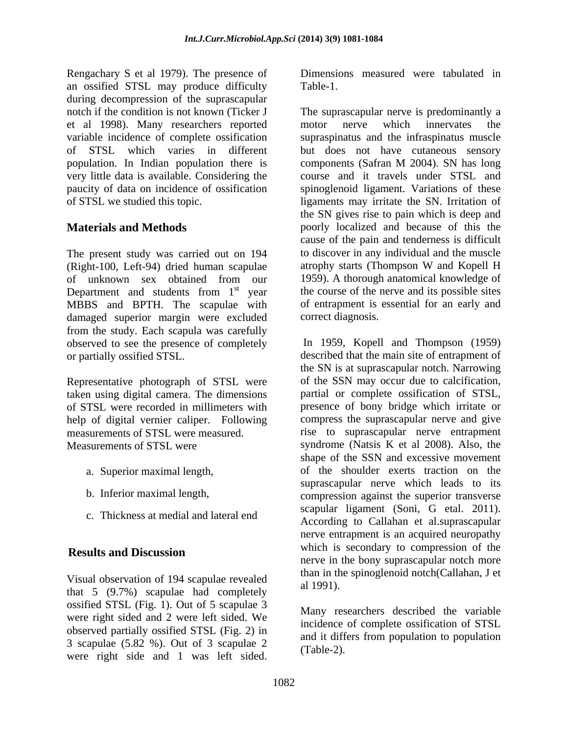Rengachary S et al 1979). The presence of an ossified STSL may produce difficulty during decompression of the suprascapular notch if the condition is not known (Ticker J et al 1998). Many researchers reported variable incidence of complete ossification of STSL which varies in different population. In Indian population there is very little data is available. Considering the paucity of data on incidence of ossification of STSL we studied this topic.

## Materials and Methods

The present study was carried out on 194 (Right-100, Left-94) dried human scapulae of unknown sex obtained from our Department and students from 1st year MBBS and BPTH. The scapulae with damaged superior margin were excluded from the study. Each scapula was carefully observed to see the presence of completely or partially ossified STSL.

Representative photograph of STSL were taken using digital camera. The dimensions of STSL were recorded in millimeters with help of digital vernier caliper. Following measurements of STSL were measured. Measurements of STSL were

a. Superior maximal length,

b. Inferior maximal length,

c. Thickness at medial and lateral end

## Results and Discussion

Visual observation of 194 scapulae revealed that 5 (9.7%) scapulae had completely ossified STSL (Fig. 1). Out of 5 scapulae 3 were right sided and 2 were left sided. We observed partially ossified STSL (Fig. 2) in 3 scapulae (5.82 %). Out of 3 scapulae 2 were right side and 1 was left sided. Dimensions measured were tabulated in Table-1.

The suprascapular nerve is predominantly a motor nerve which innervates the supraspinatus and the infraspinatus muscle but does not have cutaneous sensory components (Safran M 2004). SN has long course and it travels under STSL and spinoglenoid ligament. Variations of these ligaments may irritate the SN. Irritation of the SN gives rise to pain which is deep and poorly localized and because of this the cause of the pain and tenderness is difficult to discover in any individual and the muscle atrophy starts (Thompson W and Kopell H 1959). A thorough anatomical knowledge of the course of the nerve and its possible sites of entrapment is essential for an early and correct diagnosis.

In 1959, Kopell and Thompson (1959) described that the main site of entrapment of the SN is at suprascapular notch. Narrowing of the SSN may occur due to calcification, partial or complete ossification of STSL, presence of bony bridge which irritate or compress the suprascapular nerve and give rise to suprascapular nerve entrapment syndrome (Natsis K et al 2008). Also, the shape of the SSN and excessive movement of the shoulder exerts traction on the suprascapular nerve which leads to its compression against the superior transverse scapular ligament (Soni, G etal. 2011). According to Callahan et al.suprascapular nerve entrapment is an acquired neuropathy which is secondary to compression of the nerve in the bony suprascapular notch more than in the spinoglenoid notch(Callahan, J et al 1991).

Many researchers described the variable incidence of complete ossification of STSL and it differs from population to population (Table-2).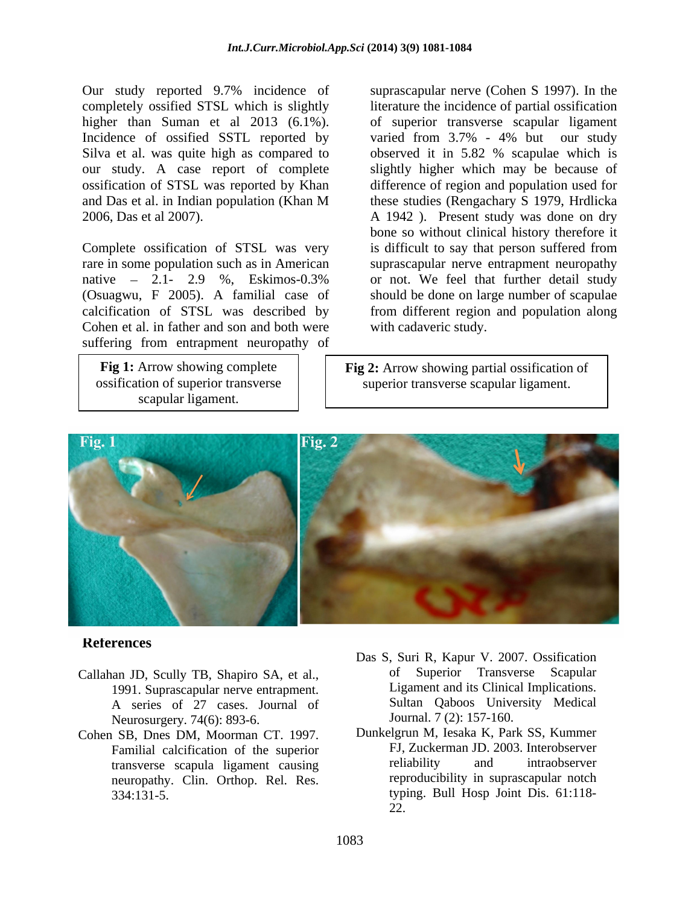Our study reported 9.7% incidence of completely ossified STSL which is slightly higher than Suman et al 2013 (6.1%). Incidence of ossified SSTL reported by Silva et al. was quite high as compared to our study. A case report of complete ossification of STSL was reported by Khan and Das et al. in Indian population (Khan M 2006, Das et al 2007).

Complete ossification of STSL was very rare in some population such as in American native – 2.1- 2.9 %, Eskimos-0.3% (Osuagwu, F 2005). A familial case of calcification of STSL was described by Cohen et al. in father and son and both were suffering from entrapment neuropathy of suprascapular nerve (Cohen S 1997). In the literature the incidence of partial ossification of superior transverse scapular ligament varied from 3.7% - 4% but our study observed it in 5.82 % scapulae which is slightly higher which may be because of difference of region and population used for these studies (Rengachary S 1979, Hrdlicka A 1942 ). Present study was done on dry bone so without clinical history therefore it is difficult to say that person suffered from suprascapular nerve entrapment neuropathy or not. We feel that further detail study should be done on large number of scapulae from different region and population along with cadaveric study.

**Fig 1:** Arrow showing complete ossification of superior transverse scapular ligament.

**Fig 2:** Arrow showing partial ossification of superior transverse scapular ligament.

## References

Callahan JD, Scully TB, Shapiro SA, et al., 1991. Suprascapular nerve entrapment. A series of 27 cases. Journal of Neurosurgery. 74(6): 893-6.

Cohen SB, Dnes DM, Moorman CT. 1997. Familial calcification of the superior transverse scapula ligament causing neuropathy. Clin. Orthop. Rel. Res. 334:131-5.

Das S, Suri R, Kapur V. 2007. Ossification of Superior Transverse Scapular Ligament and its Clinical Implications. Sultan Qaboos University Medical Journal. 7 (2): 157-160.

Dunkelgrun M, Iesaka K, Park SS, Kummer FJ, Zuckerman JD. 2003. Interobserver reliability and intraobserver reproducibility in suprascapular notch typing. Bull Hosp Joint Dis. 61:118-22.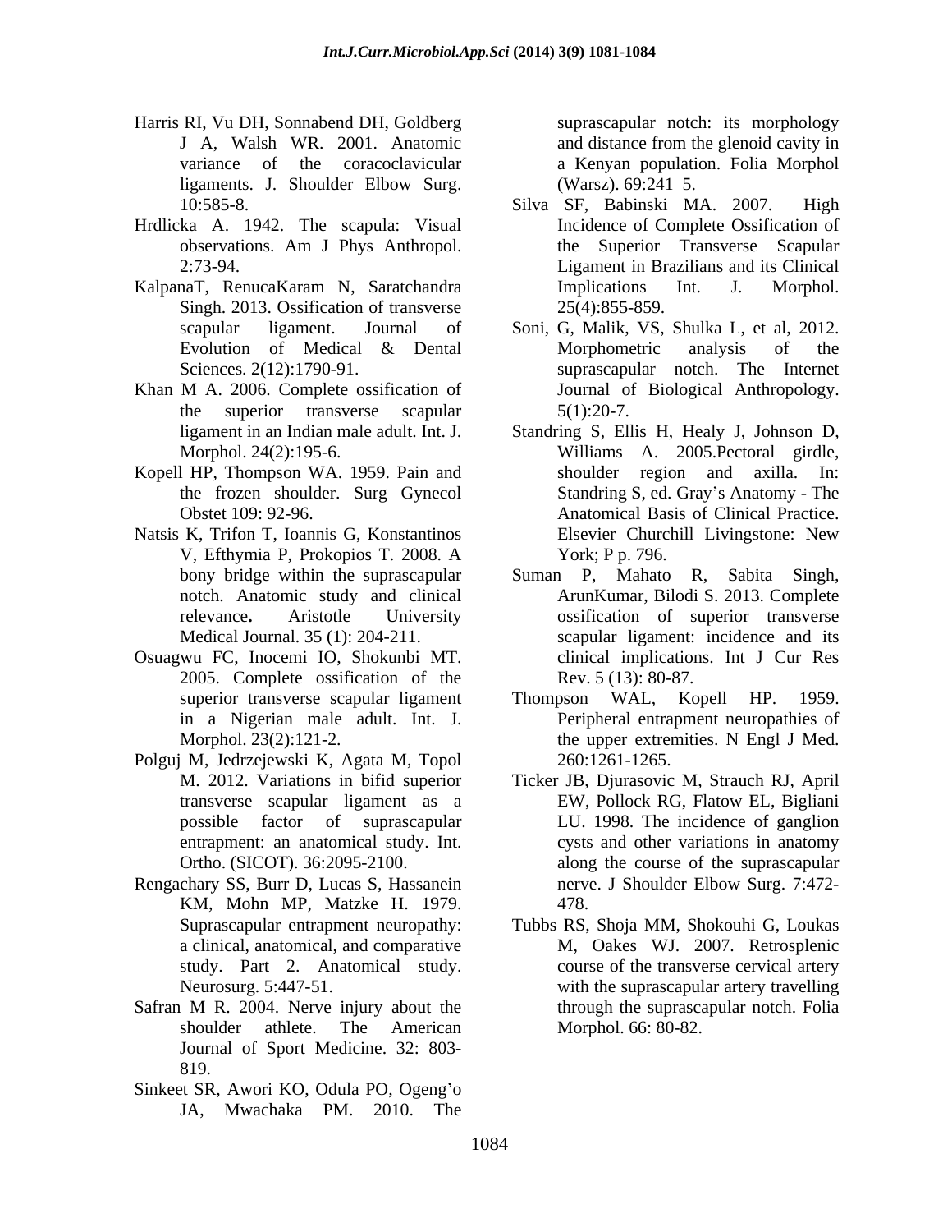Harris RI, Vu DH, Sonnabend DH, Goldberg J A, Walsh WR. 2001. Anatomic variance of the coracoclavicular ligaments. J. Shoulder Elbow Surg. 10:585-8.

Hrdlicka A. 1942. The scapula: Visual observations. Am J Phys Anthropol. 2:73-94.

KalpanaT, RenucaKaram N, Saratchandra Singh. 2013. Ossification of transverse scapular ligament. Journal of Evolution of Medical & Dental Sciences. 2(12):1790-91.

Khan M A. 2006. Complete ossification of the superior transverse scapular ligament in an Indian male adult. Int. J. Morphol. 24(2):195-6.

Kopell HP, Thompson WA. 1959. Pain and the frozen shoulder. Surg Gynecol Obstet 109: 92-96.

Natsis K, Trifon T, Ioannis G, Konstantinos V, Efthymia P, Prokopios T. 2008. A bony bridge within the suprascapular notch. Anatomic study and clinical relevance**.** Aristotle University Medical Journal. 35 (1): 204-211.

Osuagwu FC, Inocemi IO, Shokunbi MT. 2005. Complete ossification of the superior transverse scapular ligament in a Nigerian male adult. Int. J. Morphol. 23(2):121-2.

Polguj M, Jedrzejewski K, Agata M, Topol M. 2012. Variations in bifid superior transverse scapular ligament as a possible factor of suprascapular entrapment: an anatomical study. Int. Ortho. (SICOT). 36:2095-2100.

Rengachary SS, Burr D, Lucas S, Hassanein KM, Mohn MP, Matzke H. 1979. Suprascapular entrapment neuropathy: a clinical, anatomical, and comparative study. Part 2. Anatomical study. Neurosurg. 5:447-51.

Safran M R. 2004. Nerve injury about the shoulder athlete. The American Journal of Sport Medicine. 32: 803-819.

Sinkeet SR, Awori KO, Odula PO, Ogeng'o JA, Mwachaka PM. 2010. The suprascapular notch: its morphology and distance from the glenoid cavity in a Kenyan population. Folia Morphol (Warsz). 69:241–5.

Silva SF, Babinski MA. 2007. High Incidence of Complete Ossification of the Superior Transverse Scapular Ligament in Brazilians and its Clinical Implications Int. J. Morphol. 25(4):855-859.

Soni, G, Malik, VS, Shulka L, et al, 2012. Morphometric analysis of the suprascapular notch. The Internet Journal of Biological Anthropology. 5(1):20-7.

Standring S, Ellis H, Healy J, Johnson D, Williams A. 2005.Pectoral girdle, shoulder region and axilla. In: Standring S, ed. Gray's Anatomy - The Anatomical Basis of Clinical Practice. Elsevier Churchill Livingstone: New York; P p. 796.

Suman P, Mahato R, Sabita Singh, ArunKumar, Bilodi S. 2013. Complete ossification of superior transverse scapular ligament: incidence and its clinical implications. Int J Cur Res Rev. 5 (13): 80-87.

Thompson WAL, Kopell HP. 1959. Peripheral entrapment neuropathies of the upper extremities. N Engl J Med. 260:1261-1265.

Ticker JB, Djurasovic M, Strauch RJ, April EW, Pollock RG, Flatow EL, Bigliani LU. 1998. The incidence of ganglion cysts and other variations in anatomy along the course of the suprascapular nerve. J Shoulder Elbow Surg. 7:472-478.

Tubbs RS, Shoja MM, Shokouhi G, Loukas M, Oakes WJ. 2007. Retrosplenic course of the transverse cervical artery with the suprascapular artery travelling through the suprascapular notch. Folia Morphol. 66: 80-82.